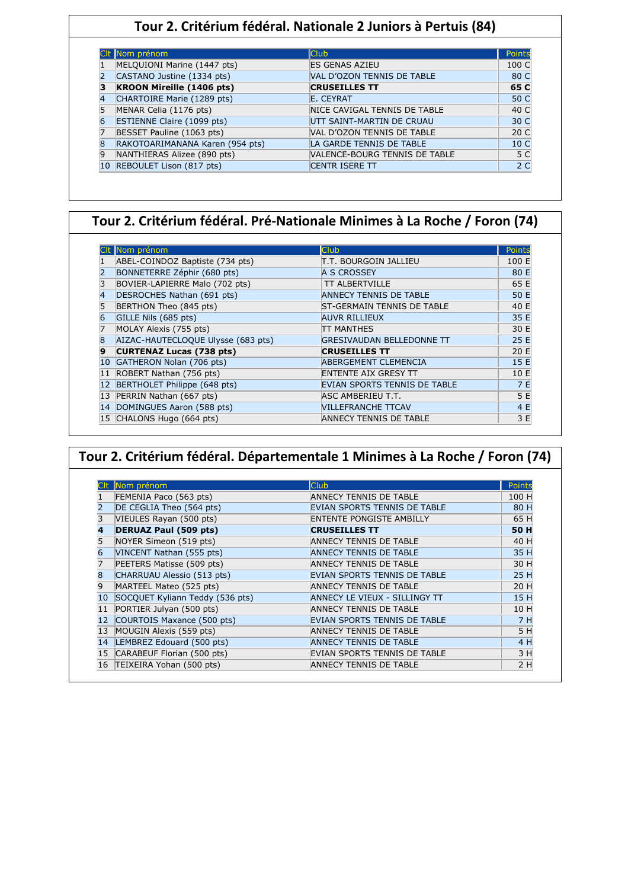## Tour 2. Critérium fédéral. Nationale 2 Juniors à Pertuis (84)

| Clt | Nom prénom | Club | Points |
|---|---|---|---|
| 1 | MELQUIONI Marine (1447 pts) | ES GENAS AZIEU | 100 C |
| 2 | CASTANO Justine (1334 pts) | VAL D'OZON TENNIS DE TABLE | 80 C |
| **3** | **KROON Mireille (1406 pts)** | **CRUSEILLES TT** | **65 C** |
| 4 | CHARTOIRE Marie (1289 pts) | E. CEYRAT | 50 C |
| 5 | MENAR Celia (1176 pts) | NICE CAVIGAL TENNIS DE TABLE | 40 C |
| 6 | ESTIENNE Claire (1099 pts) | UTT SAINT-MARTIN DE CRUAU | 30 C |
| 7 | BESSET Pauline (1063 pts) | VAL D'OZON TENNIS DE TABLE | 20 C |
| 8 | RAKOTOARIMANANA Karen (954 pts) | LA GARDE TENNIS DE TABLE | 10 C |
| 9 | NANTHIERAS Alizee (890 pts) | VALENCE-BOURG TENNIS DE TABLE | 5 C |
| 10 | REBOULET Lison (817 pts) | CENTR ISERE TT | 2 C |

## Tour 2. Critérium fédéral. Pré-Nationale Minimes à La Roche / Foron (74)

| Clt | Nom prénom | Club | Points |
|---|---|---|---|
| 1 | ABEL-COINDOZ Baptiste (734 pts) | T.T. BOURGOIN JALLIEU | 100 E |
| 2 | BONNETERRE Zéphir (680 pts) | A S CROSSEY | 80 E |
| 3 | BOVIER-LAPIERRE Malo (702 pts) | TT ALBERTVILLE | 65 E |
| 4 | DESROCHES Nathan (691 pts) | ANNECY TENNIS DE TABLE | 50 E |
| 5 | BERTHON Theo (845 pts) | ST-GERMAIN TENNIS DE TABLE | 40 E |
| 6 | GILLE Nils (685 pts) | AUVR RILLIEUX | 35 E |
| 7 | MOLAY Alexis (755 pts) | TT MANTHES | 30 E |
| 8 | AIZAC-HAUTECLOQUE Ulysse (683 pts) | GRESIVAUDAN BELLEDONNE TT | 25 E |
| **9** | **CURTENAZ Lucas (738 pts)** | **CRUSEILLES TT** | **20 E** |
| 10 | GATHERON Nolan (706 pts) | ABERGEMENT CLEMENCIA | 15 E |
| 11 | ROBERT Nathan (756 pts) | ENTENTE AIX GRESY TT | 10 E |
| 12 | BERTHOLET Philippe (648 pts) | EVIAN SPORTS TENNIS DE TABLE | 7 E |
| 13 | PERRIN Nathan (667 pts) | ASC AMBERIEU T.T. | 5 E |
| 14 | DOMINGUES Aaron (588 pts) | VILLEFRANCHE TTCAV | 4 E |
| 15 | CHALONS Hugo (664 pts) | ANNECY TENNIS DE TABLE | 3 E |

## Tour 2. Critérium fédéral. Départementale 1 Minimes à La Roche / Foron (74)

| Clt | Nom prénom | Club | Points |
|---|---|---|---|
| 1 | FEMENIA Paco (563 pts) | ANNECY TENNIS DE TABLE | 100 H |
| 2 | DE CEGLIA Theo (564 pts) | EVIAN SPORTS TENNIS DE TABLE | 80 H |
| 3 | VIEULES Rayan (500 pts) | ENTENTE PONGISTE AMBILLY | 65 H |
| **4** | **DERUAZ Paul (509 pts)** | **CRUSEILLES TT** | **50 H** |
| 5 | NOYER Simeon (519 pts) | ANNECY TENNIS DE TABLE | 40 H |
| 6 | VINCENT Nathan (555 pts) | ANNECY TENNIS DE TABLE | 35 H |
| 7 | PEETERS Matisse (509 pts) | ANNECY TENNIS DE TABLE | 30 H |
| 8 | CHARRUAU Alessio (513 pts) | EVIAN SPORTS TENNIS DE TABLE | 25 H |
| 9 | MARTEEL Mateo (525 pts) | ANNECY TENNIS DE TABLE | 20 H |
| 10 | SOCQUET Kyliann Teddy (536 pts) | ANNECY LE VIEUX - SILLINGY TT | 15 H |
| 11 | PORTIER Julyan (500 pts) | ANNECY TENNIS DE TABLE | 10 H |
| 12 | COURTOIS Maxance (500 pts) | EVIAN SPORTS TENNIS DE TABLE | 7 H |
| 13 | MOUGIN Alexis (559 pts) | ANNECY TENNIS DE TABLE | 5 H |
| 14 | LEMBREZ Edouard (500 pts) | ANNECY TENNIS DE TABLE | 4 H |
| 15 | CARABEUF Florian (500 pts) | EVIAN SPORTS TENNIS DE TABLE | 3 H |
| 16 | TEIXEIRA Yohan (500 pts) | ANNECY TENNIS DE TABLE | 2 H |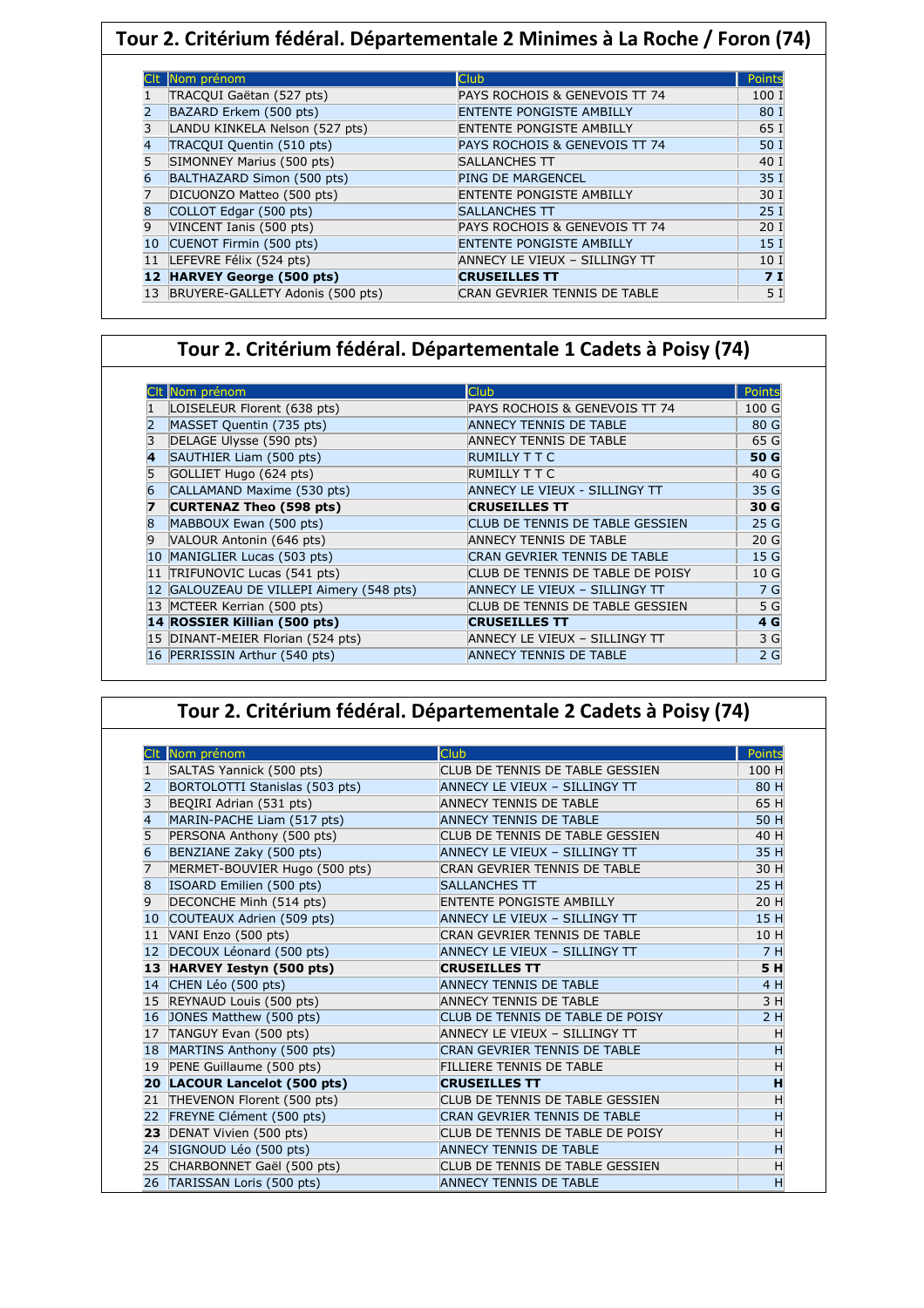## Tour 2. Critérium fédéral. Départementale 2 Minimes à La Roche / Foron (74)

| Clt | Nom prénom | Club | Points |
|---|---|---|---|
| 1 | TRACQUI Gaëtan (527 pts) | PAYS ROCHOIS & GENEVOIS TT 74 | 100 I |
| 2 | BAZARD Erkem (500 pts) | ENTENTE PONGISTE AMBILLY | 80 I |
| 3 | LANDU KINKELA Nelson (527 pts) | ENTENTE PONGISTE AMBILLY | 65 I |
| 4 | TRACQUI Quentin (510 pts) | PAYS ROCHOIS & GENEVOIS TT 74 | 50 I |
| 5 | SIMONNEY Marius (500 pts) | SALLANCHES TT | 40 I |
| 6 | BALTHAZARD Simon (500 pts) | PING DE MARGENCEL | 35 I |
| 7 | DICUONZO Matteo (500 pts) | ENTENTE PONGISTE AMBILLY | 30 I |
| 8 | COLLOT Edgar (500 pts) | SALLANCHES TT | 25 I |
| 9 | VINCENT Ianis (500 pts) | PAYS ROCHOIS & GENEVOIS TT 74 | 20 I |
| 10 | CUENOT Firmin (500 pts) | ENTENTE PONGISTE AMBILLY | 15 I |
| 11 | LEFEVRE Félix (524 pts) | ANNECY LE VIEUX – SILLINGY TT | 10 I |
| **12** | **HARVEY George (500 pts)** | **CRUSEILLES TT** | **7 I** |
| 13 | BRUYERE-GALLETY Adonis (500 pts) | CRAN GEVRIER TENNIS DE TABLE | 5 I |

## Tour 2. Critérium fédéral. Départementale 1 Cadets à Poisy (74)

| Clt | Nom prénom | Club | Points |
|---|---|---|---|
| 1 | LOISELEUR Florent (638 pts) | PAYS ROCHOIS & GENEVOIS TT 74 | 100 G |
| 2 | MASSET Quentin (735 pts) | ANNECY TENNIS DE TABLE | 80 G |
| 3 | DELAGE Ulysse (590 pts) | ANNECY TENNIS DE TABLE | 65 G |
| **4** | SAUTHIER Liam (500 pts) | RUMILLY T T C | **50 G** |
| 5 | GOLLIET Hugo (624 pts) | RUMILLY T T C | 40 G |
| 6 | CALLAMAND Maxime (530 pts) | ANNECY LE VIEUX - SILLINGY TT | 35 G |
| **7** | **CURTENAZ Theo (598 pts)** | **CRUSEILLES TT** | **30 G** |
| 8 | MABBOUX Ewan (500 pts) | CLUB DE TENNIS DE TABLE GESSIEN | 25 G |
| 9 | VALOUR Antonin (646 pts) | ANNECY TENNIS DE TABLE | 20 G |
| 10 | MANIGLIER Lucas (503 pts) | CRAN GEVRIER TENNIS DE TABLE | 15 G |
| 11 | TRIFUNOVIC Lucas (541 pts) | CLUB DE TENNIS DE TABLE DE POISY | 10 G |
| 12 | GALOUZEAU DE VILLEPI Aimery (548 pts) | ANNECY LE VIEUX – SILLINGY TT | 7 G |
| 13 | MCTEER Kerrian (500 pts) | CLUB DE TENNIS DE TABLE GESSIEN | 5 G |
| **14** | **ROSSIER Killian (500 pts)** | **CRUSEILLES TT** | **4 G** |
| 15 | DINANT-MEIER Florian (524 pts) | ANNECY LE VIEUX – SILLINGY TT | 3 G |
| 16 | PERRISSIN Arthur (540 pts) | ANNECY TENNIS DE TABLE | 2 G |

## Tour 2. Critérium fédéral. Départementale 2 Cadets à Poisy (74)

| Clt | Nom prénom | Club | Points |
|---|---|---|---|
| 1 | SALTAS Yannick (500 pts) | CLUB DE TENNIS DE TABLE GESSIEN | 100 H |
| 2 | BORTOLOTTI Stanislas (503 pts) | ANNECY LE VIEUX – SILLINGY TT | 80 H |
| 3 | BEQIRI Adrian (531 pts) | ANNECY TENNIS DE TABLE | 65 H |
| 4 | MARIN-PACHE Liam (517 pts) | ANNECY TENNIS DE TABLE | 50 H |
| 5 | PERSONA Anthony (500 pts) | CLUB DE TENNIS DE TABLE GESSIEN | 40 H |
| 6 | BENZIANE Zaky (500 pts) | ANNECY LE VIEUX – SILLINGY TT | 35 H |
| 7 | MERMET-BOUVIER Hugo (500 pts) | CRAN GEVRIER TENNIS DE TABLE | 30 H |
| 8 | ISOARD Emilien (500 pts) | SALLANCHES TT | 25 H |
| 9 | DECONCHE Minh (514 pts) | ENTENTE PONGISTE AMBILLY | 20 H |
| 10 | COUTEAUX Adrien (509 pts) | ANNECY LE VIEUX – SILLINGY TT | 15 H |
| 11 | VANI Enzo (500 pts) | CRAN GEVRIER TENNIS DE TABLE | 10 H |
| 12 | DECOUX Léonard (500 pts) | ANNECY LE VIEUX – SILLINGY TT | 7 H |
| **13** | **HARVEY Iestyn (500 pts)** | **CRUSEILLES TT** | **5 H** |
| 14 | CHEN Léo (500 pts) | ANNECY TENNIS DE TABLE | 4 H |
| 15 | REYNAUD Louis (500 pts) | ANNECY TENNIS DE TABLE | 3 H |
| 16 | JONES Matthew (500 pts) | CLUB DE TENNIS DE TABLE DE POISY | 2 H |
| 17 | TANGUY Evan (500 pts) | ANNECY LE VIEUX – SILLINGY TT | H |
| 18 | MARTINS Anthony (500 pts) | CRAN GEVRIER TENNIS DE TABLE | H |
| 19 | PENE Guillaume (500 pts) | FILLIERE TENNIS DE TABLE | H |
| **20** | **LACOUR Lancelot (500 pts)** | **CRUSEILLES TT** | **H** |
| 21 | THEVENON Florent (500 pts) | CLUB DE TENNIS DE TABLE GESSIEN | H |
| 22 | FREYNE Clément (500 pts) | CRAN GEVRIER TENNIS DE TABLE | H |
| **23** | DENAT Vivien (500 pts) | CLUB DE TENNIS DE TABLE DE POISY | H |
| 24 | SIGNOUD Léo (500 pts) | ANNECY TENNIS DE TABLE | H |
| 25 | CHARBONNET Gaël (500 pts) | CLUB DE TENNIS DE TABLE GESSIEN | H |
| 26 | TARISSAN Loris (500 pts) | ANNECY TENNIS DE TABLE | H |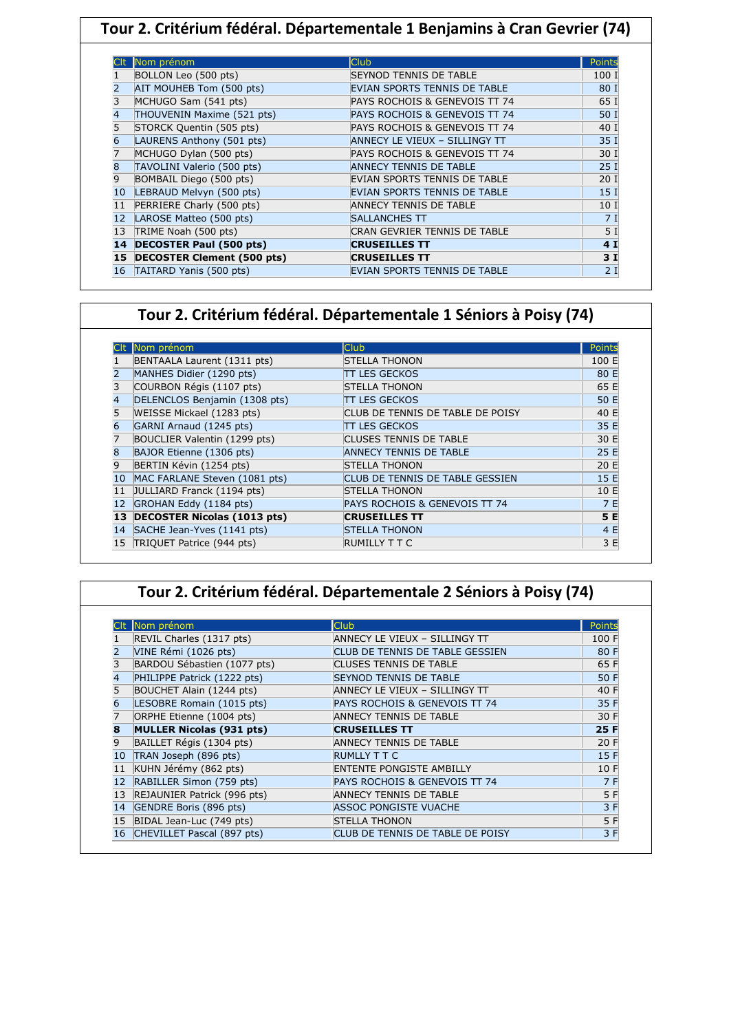# Tour 2. Critérium fédéral. Départementale 1 Benjamins à Cran Gevrier (74)

| Clt | Nom prénom | Club | Points |
|---|---|---|---|
| 1 | BOLLON Leo (500 pts) | SEYNOD TENNIS DE TABLE | 100 I |
| 2 | AIT MOUHEB Tom (500 pts) | EVIAN SPORTS TENNIS DE TABLE | 80 I |
| 3 | MCHUGO Sam (541 pts) | PAYS ROCHOIS & GENEVOIS TT 74 | 65 I |
| 4 | THOUVENIN Maxime (521 pts) | PAYS ROCHOIS & GENEVOIS TT 74 | 50 I |
| 5 | STORCK Quentin (505 pts) | PAYS ROCHOIS & GENEVOIS TT 74 | 40 I |
| 6 | LAURENS Anthony (501 pts) | ANNECY LE VIEUX – SILLINGY TT | 35 I |
| 7 | MCHUGO Dylan (500 pts) | PAYS ROCHOIS & GENEVOIS TT 74 | 30 I |
| 8 | TAVOLINI Valerio (500 pts) | ANNECY TENNIS DE TABLE | 25 I |
| 9 | BOMBAIL Diego (500 pts) | EVIAN SPORTS TENNIS DE TABLE | 20 I |
| 10 | LEBRAUD Melvyn (500 pts) | EVIAN SPORTS TENNIS DE TABLE | 15 I |
| 11 | PERRIERE Charly (500 pts) | ANNECY TENNIS DE TABLE | 10 I |
| 12 | LAROSE Matteo (500 pts) | SALLANCHES TT | 7 I |
| 13 | TRIME Noah (500 pts) | CRAN GEVRIER TENNIS DE TABLE | 5 I |
| **14** | **DECOSTER Paul (500 pts)** | **CRUSEILLES TT** | **4 I** |
| **15** | **DECOSTER Clement (500 pts)** | **CRUSEILLES TT** | **3 I** |
| 16 | TAITARD Yanis (500 pts) | EVIAN SPORTS TENNIS DE TABLE | 2 I |

# Tour 2. Critérium fédéral. Départementale 1 Séniors à Poisy (74)

| Clt | Nom prénom | Club | Points |
|---|---|---|---|
| 1 | BENTAALA Laurent (1311 pts) | STELLA THONON | 100 E |
| 2 | MANHES Didier (1290 pts) | TT LES GECKOS | 80 E |
| 3 | COURBON Régis (1107 pts) | STELLA THONON | 65 E |
| 4 | DELENCLOS Benjamin (1308 pts) | TT LES GECKOS | 50 E |
| 5 | WEISSE Mickael (1283 pts) | CLUB DE TENNIS DE TABLE DE POISY | 40 E |
| 6 | GARNI Arnaud (1245 pts) | TT LES GECKOS | 35 E |
| 7 | BOUCLIER Valentin (1299 pts) | CLUSES TENNIS DE TABLE | 30 E |
| 8 | BAJOR Etienne (1306 pts) | ANNECY TENNIS DE TABLE | 25 E |
| 9 | BERTIN Kévin (1254 pts) | STELLA THONON | 20 E |
| 10 | MAC FARLANE Steven (1081 pts) | CLUB DE TENNIS DE TABLE GESSIEN | 15 E |
| 11 | JULLIARD Franck (1194 pts) | STELLA THONON | 10 E |
| 12 | GROHAN Eddy (1184 pts) | PAYS ROCHOIS & GENEVOIS TT 74 | 7 E |
| **13** | **DECOSTER Nicolas (1013 pts)** | **CRUSEILLES TT** | **5 E** |
| 14 | SACHE Jean-Yves (1141 pts) | STELLA THONON | 4 E |
| 15 | TRIQUET Patrice (944 pts) | RUMILLY T T C | 3 E |

# Tour 2. Critérium fédéral. Départementale 2 Séniors à Poisy (74)

| Clt | Nom prénom | Club | Points |
|---|---|---|---|
| 1 | REVIL Charles (1317 pts) | ANNECY LE VIEUX – SILLINGY TT | 100 F |
| 2 | VINE Rémi (1026 pts) | CLUB DE TENNIS DE TABLE GESSIEN | 80 F |
| 3 | BARDOU Sébastien (1077 pts) | CLUSES TENNIS DE TABLE | 65 F |
| 4 | PHILIPPE Patrick (1222 pts) | SEYNOD TENNIS DE TABLE | 50 F |
| 5 | BOUCHET Alain (1244 pts) | ANNECY LE VIEUX – SILLINGY TT | 40 F |
| 6 | LESOBRE Romain (1015 pts) | PAYS ROCHOIS & GENEVOIS TT 74 | 35 F |
| 7 | ORPHE Etienne (1004 pts) | ANNECY TENNIS DE TABLE | 30 F |
| **8** | **MULLER Nicolas (931 pts)** | **CRUSEILLES TT** | **25 F** |
| 9 | BAILLET Régis (1304 pts) | ANNECY TENNIS DE TABLE | 20 F |
| 10 | TRAN Joseph (896 pts) | RUMLLY T T C | 15 F |
| 11 | KUHN Jérémy (862 pts) | ENTENTE PONGISTE AMBILLY | 10 F |
| 12 | RABILLER Simon (759 pts) | PAYS ROCHOIS & GENEVOIS TT 74 | 7 F |
| 13 | REJAUNIER Patrick (996 pts) | ANNECY TENNIS DE TABLE | 5 F |
| 14 | GENDRE Boris (896 pts) | ASSOC PONGISTE VUACHE | 3 F |
| 15 | BIDAL Jean-Luc (749 pts) | STELLA THONON | 5 F |
| 16 | CHEVILLET Pascal (897 pts) | CLUB DE TENNIS DE TABLE DE POISY | 3 F |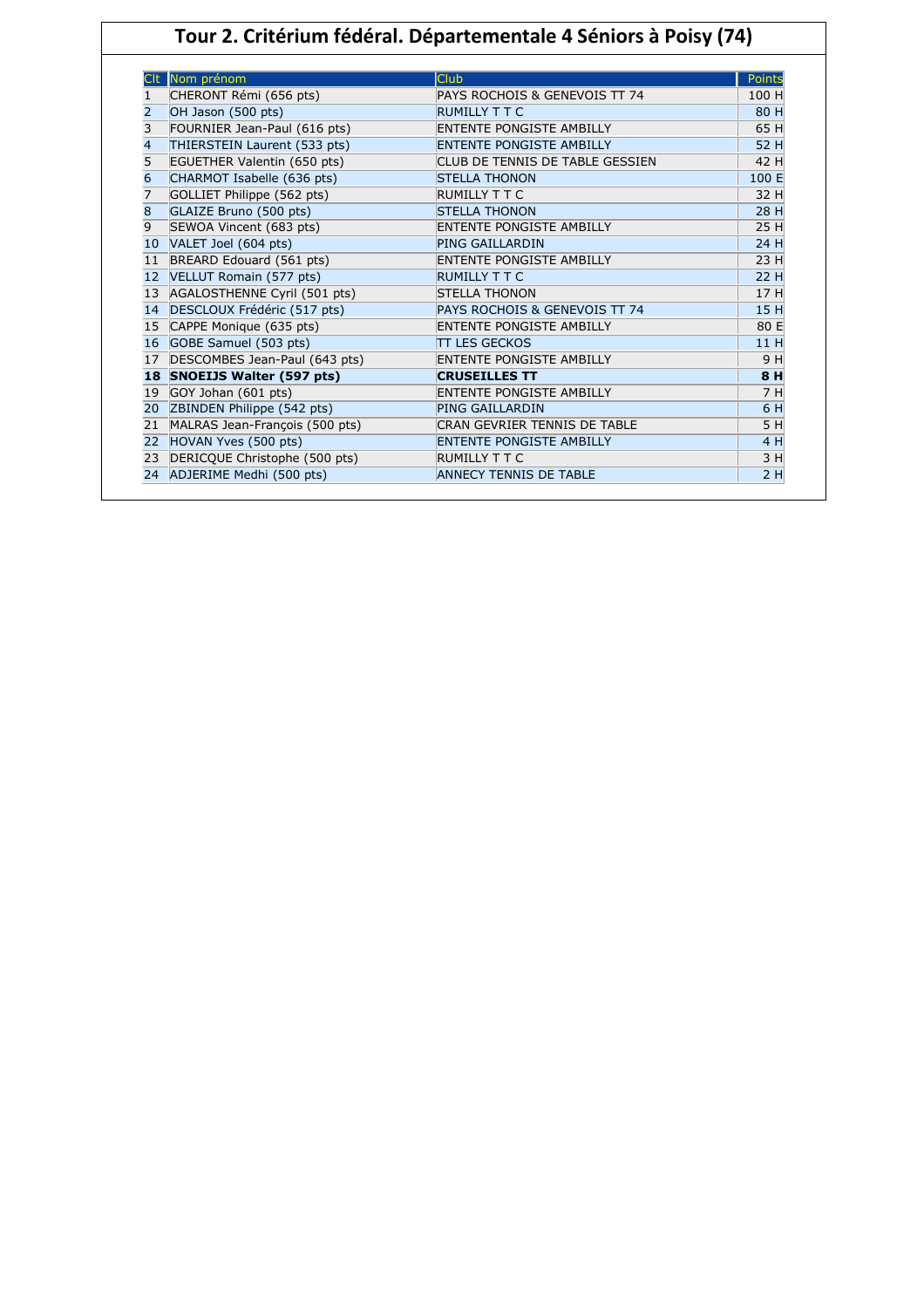# Tour 2. Critérium fédéral. Départementale 4 Séniors à Poisy (74)

| Clt | Nom prénom | Club | Points |
|---|---|---|---|
| 1 | CHERONT Rémi (656 pts) | PAYS ROCHOIS & GENEVOIS TT 74 | 100 H |
| 2 | OH Jason (500 pts) | RUMILLY T T C | 80 H |
| 3 | FOURNIER Jean-Paul (616 pts) | ENTENTE PONGISTE AMBILLY | 65 H |
| 4 | THIERSTEIN Laurent (533 pts) | ENTENTE PONGISTE AMBILLY | 52 H |
| 5 | EGUETHER Valentin (650 pts) | CLUB DE TENNIS DE TABLE GESSIEN | 42 H |
| 6 | CHARMOT Isabelle (636 pts) | STELLA THONON | 100 E |
| 7 | GOLLIET Philippe (562 pts) | RUMILLY T T C | 32 H |
| 8 | GLAIZE Bruno (500 pts) | STELLA THONON | 28 H |
| 9 | SEWOA Vincent (683 pts) | ENTENTE PONGISTE AMBILLY | 25 H |
| 10 | VALET Joel (604 pts) | PING GAILLARDIN | 24 H |
| 11 | BREARD Edouard (561 pts) | ENTENTE PONGISTE AMBILLY | 23 H |
| 12 | VELLUT Romain (577 pts) | RUMILLY T T C | 22 H |
| 13 | AGALOSTHENNE Cyril (501 pts) | STELLA THONON | 17 H |
| 14 | DESCLOUX Frédéric (517 pts) | PAYS ROCHOIS & GENEVOIS TT 74 | 15 H |
| 15 | CAPPE Monique (635 pts) | ENTENTE PONGISTE AMBILLY | 80 E |
| 16 | GOBE Samuel (503 pts) | TT LES GECKOS | 11 H |
| 17 | DESCOMBES Jean-Paul (643 pts) | ENTENTE PONGISTE AMBILLY | 9 H |
| **18** | **SNOEIJS Walter (597 pts)** | **CRUSEILLES TT** | **8 H** |
| 19 | GOY Johan (601 pts) | ENTENTE PONGISTE AMBILLY | 7 H |
| 20 | ZBINDEN Philippe (542 pts) | PING GAILLARDIN | 6 H |
| 21 | MALRAS Jean-François (500 pts) | CRAN GEVRIER TENNIS DE TABLE | 5 H |
| 22 | HOVAN Yves (500 pts) | ENTENTE PONGISTE AMBILLY | 4 H |
| 23 | DERICQUE Christophe (500 pts) | RUMILLY T T C | 3 H |
| 24 | ADJERIME Medhi (500 pts) | ANNECY TENNIS DE TABLE | 2 H |